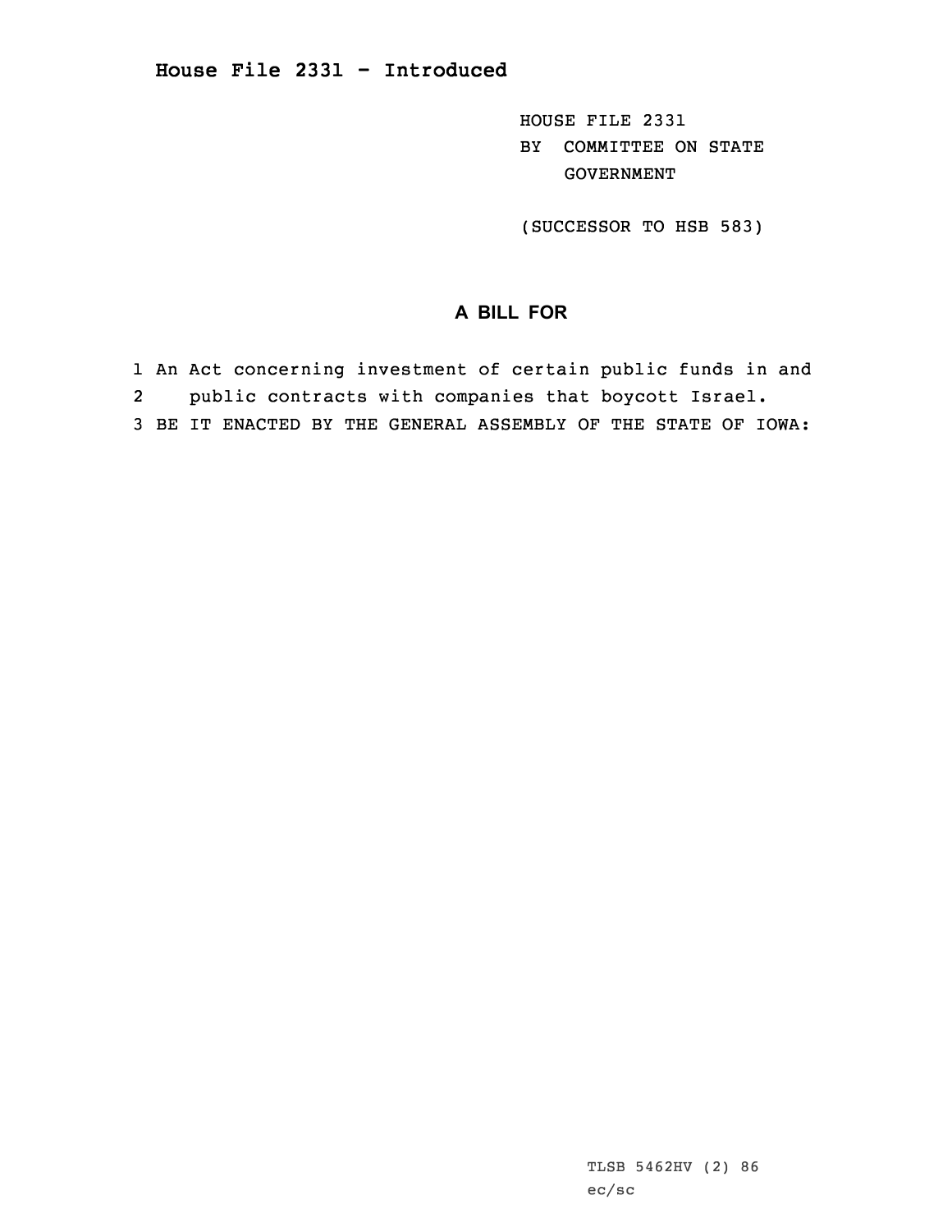# House File 2331 - Introduced

HOUSE FILE 2331
BY COMMITTEE ON STATE GOVERNMENT

(SUCCESSOR TO HSB 583)

## A BILL FOR

1 An Act concerning investment of certain public funds in and
2 public contracts with companies that boycott Israel.
3 BE IT ENACTED BY THE GENERAL ASSEMBLY OF THE STATE OF IOWA:

TLSB 5462HV (2) 86
ec/sc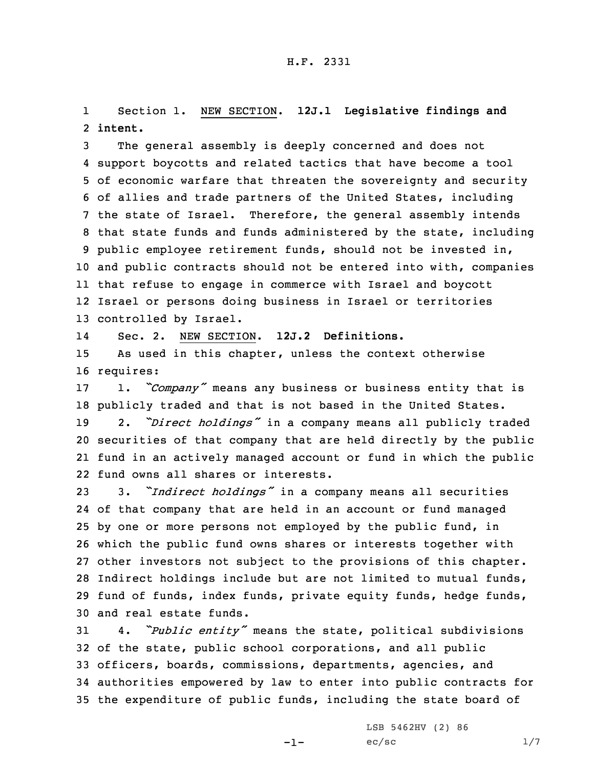Section 1. NEW SECTION. **12J.1 Legislative findings and intent.**

The general assembly is deeply concerned and does not support boycotts and related tactics that have become a tool of economic warfare that threaten the sovereignty and security of allies and trade partners of the United States, including the state of Israel. Therefore, the general assembly intends that state funds and funds administered by the state, including public employee retirement funds, should not be invested in, and public contracts should not be entered into with, companies that refuse to engage in commerce with Israel and boycott Israel or persons doing business in Israel or territories controlled by Israel.

Sec. 2. NEW SECTION. **12J.2 Definitions.**

As used in this chapter, unless the context otherwise requires:

1. *"Company"* means any business or business entity that is publicly traded and that is not based in the United States.

2. *"Direct holdings"* in a company means all publicly traded securities of that company that are held directly by the public fund in an actively managed account or fund in which the public fund owns all shares or interests.

3. *"Indirect holdings"* in a company means all securities of that company that are held in an account or fund managed by one or more persons not employed by the public fund, in which the public fund owns shares or interests together with other investors not subject to the provisions of this chapter. Indirect holdings include but are not limited to mutual funds, fund of funds, index funds, private equity funds, hedge funds, and real estate funds.

4. *"Public entity"* means the state, political subdivisions of the state, public school corporations, and all public officers, boards, commissions, departments, agencies, and authorities empowered by law to enter into public contracts for the expenditure of public funds, including the state board of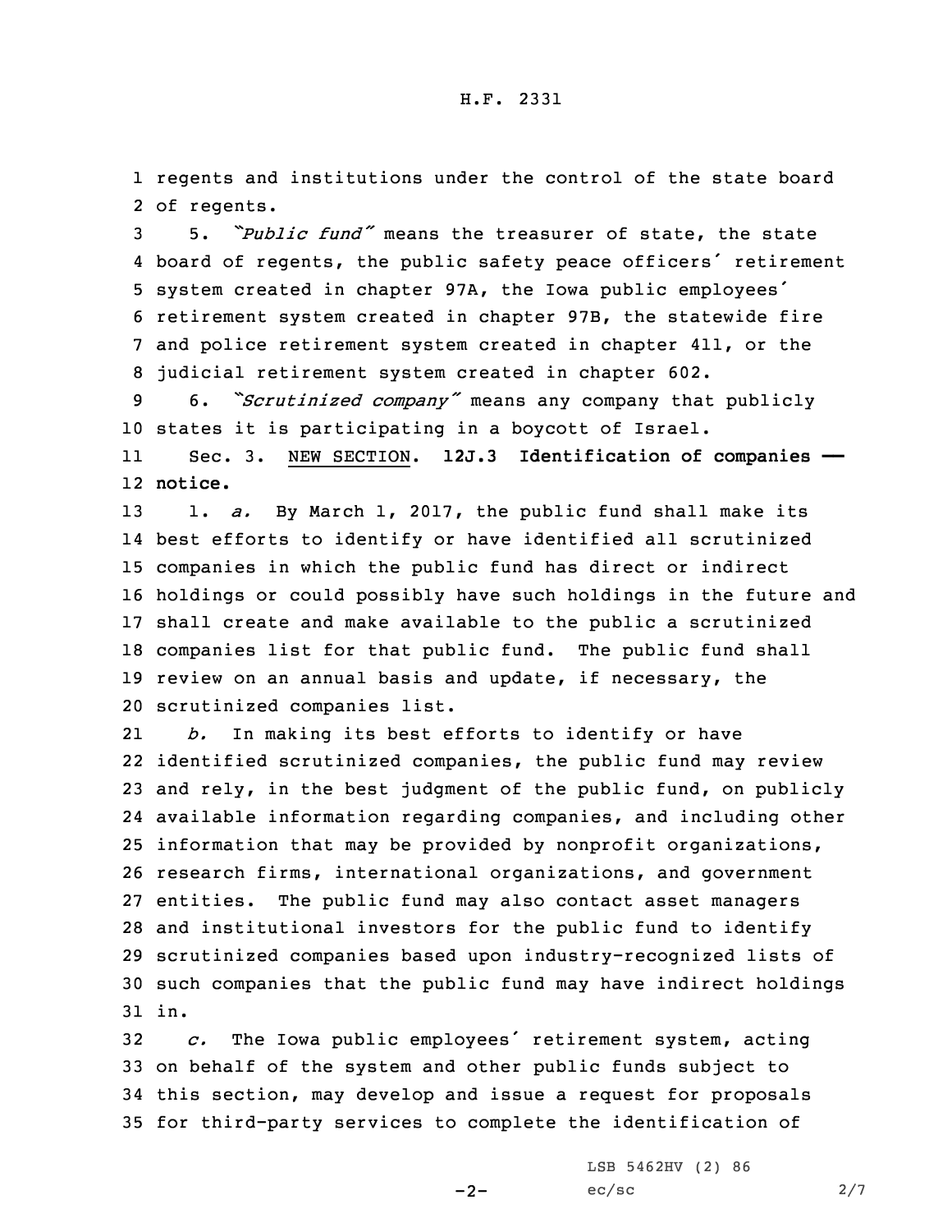regents and institutions under the control of the state board of regents.

5. *"Public fund"* means the treasurer of state, the state board of regents, the public safety peace officers' retirement system created in chapter 97A, the Iowa public employees' retirement system created in chapter 97B, the statewide fire and police retirement system created in chapter 411, or the judicial retirement system created in chapter 602.

6. *"Scrutinized company"* means any company that publicly states it is participating in a boycott of Israel.

Sec. 3. NEW SECTION. **12J.3 Identification of companies — notice.**

1. *a.* By March 1, 2017, the public fund shall make its best efforts to identify or have identified all scrutinized companies in which the public fund has direct or indirect holdings or could possibly have such holdings in the future and shall create and make available to the public a scrutinized companies list for that public fund. The public fund shall review on an annual basis and update, if necessary, the scrutinized companies list.

*b.* In making its best efforts to identify or have identified scrutinized companies, the public fund may review and rely, in the best judgment of the public fund, on publicly available information regarding companies, and including other information that may be provided by nonprofit organizations, research firms, international organizations, and government entities. The public fund may also contact asset managers and institutional investors for the public fund to identify scrutinized companies based upon industry-recognized lists of such companies that the public fund may have indirect holdings in.

*c.* The Iowa public employees' retirement system, acting on behalf of the system and other public funds subject to this section, may develop and issue a request for proposals for third-party services to complete the identification of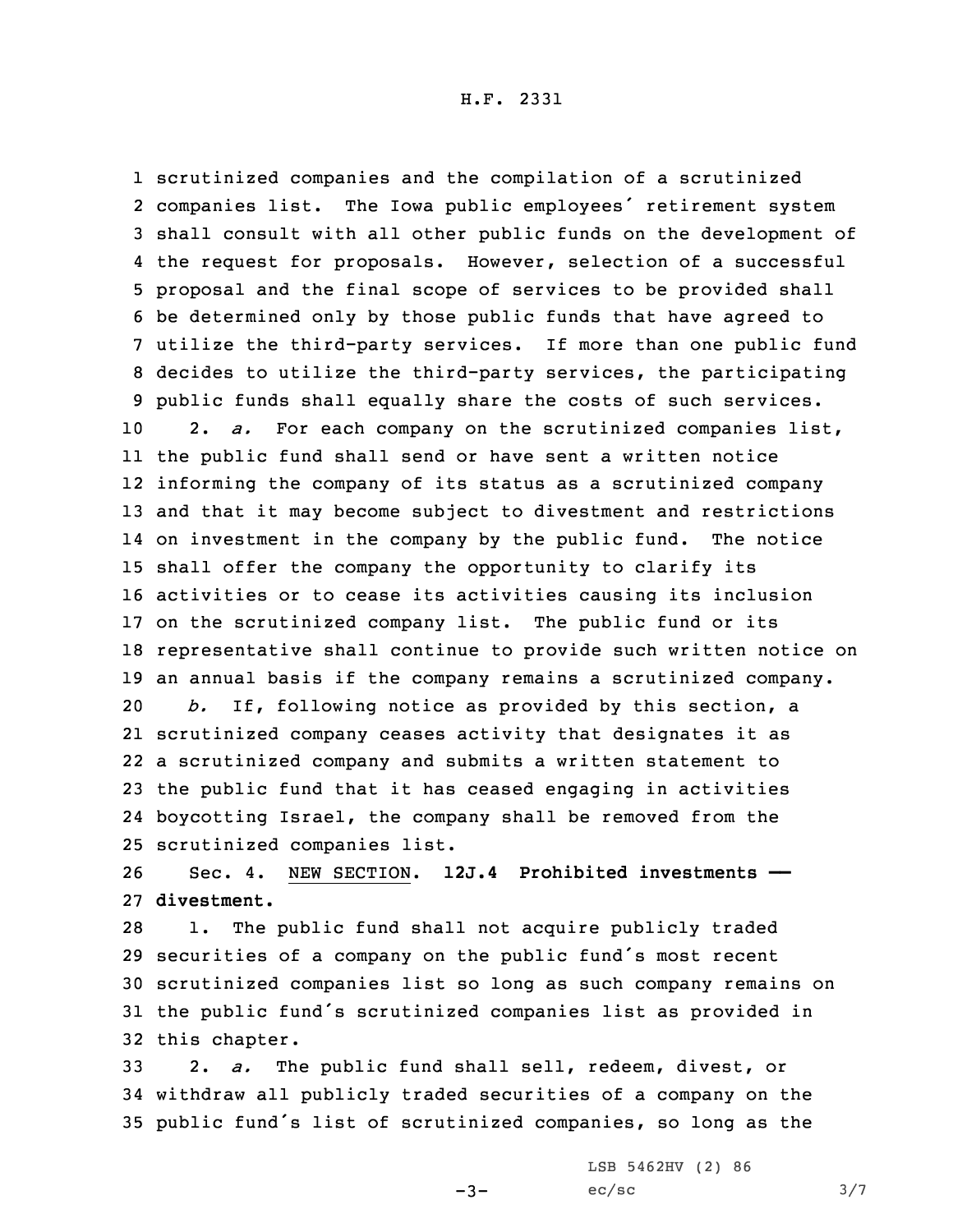scrutinized companies and the compilation of a scrutinized companies list. The Iowa public employees' retirement system shall consult with all other public funds on the development of the request for proposals. However, selection of a successful proposal and the final scope of services to be provided shall be determined only by those public funds that have agreed to utilize the third-party services. If more than one public fund decides to utilize the third-party services, the participating public funds shall equally share the costs of such services.

2. *a.* For each company on the scrutinized companies list, the public fund shall send or have sent a written notice informing the company of its status as a scrutinized company and that it may become subject to divestment and restrictions on investment in the company by the public fund. The notice shall offer the company the opportunity to clarify its activities or to cease its activities causing its inclusion on the scrutinized company list. The public fund or its representative shall continue to provide such written notice on an annual basis if the company remains a scrutinized company.

*b.* If, following notice as provided by this section, a scrutinized company ceases activity that designates it as a scrutinized company and submits a written statement to the public fund that it has ceased engaging in activities boycotting Israel, the company shall be removed from the scrutinized companies list.

Sec. 4. NEW SECTION. **12J.4 Prohibited investments —— divestment.**

1. The public fund shall not acquire publicly traded securities of a company on the public fund's most recent scrutinized companies list so long as such company remains on the public fund's scrutinized companies list as provided in this chapter.

2. *a.* The public fund shall sell, redeem, divest, or withdraw all publicly traded securities of a company on the public fund's list of scrutinized companies, so long as the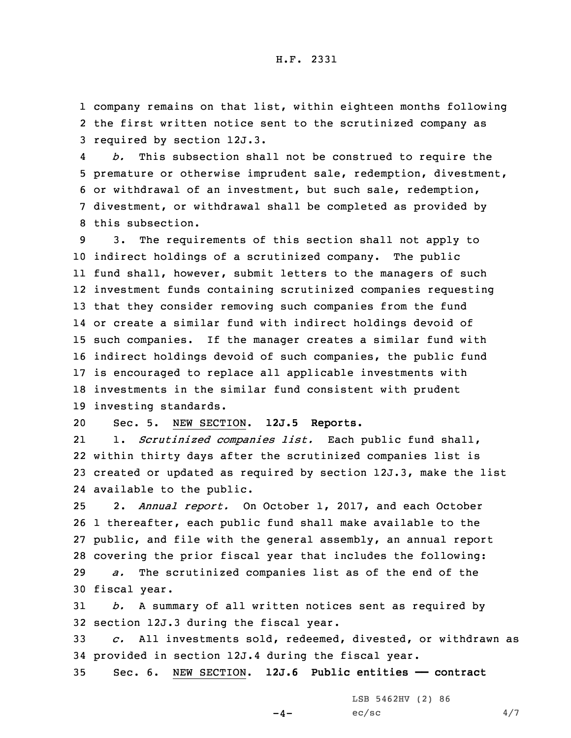company remains on that list, within eighteen months following the first written notice sent to the scrutinized company as required by section 12J.3.

*b.* This subsection shall not be construed to require the premature or otherwise imprudent sale, redemption, divestment, or withdrawal of an investment, but such sale, redemption, divestment, or withdrawal shall be completed as provided by this subsection.

3. The requirements of this section shall not apply to indirect holdings of a scrutinized company. The public fund shall, however, submit letters to the managers of such investment funds containing scrutinized companies requesting that they consider removing such companies from the fund or create a similar fund with indirect holdings devoid of such companies. If the manager creates a similar fund with indirect holdings devoid of such companies, the public fund is encouraged to replace all applicable investments with investments in the similar fund consistent with prudent investing standards.

Sec. 5. NEW SECTION. **12J.5 Reports.**

1. *Scrutinized companies list.* Each public fund shall, within thirty days after the scrutinized companies list is created or updated as required by section 12J.3, make the list available to the public.

2. *Annual report.* On October 1, 2017, and each October 1 thereafter, each public fund shall make available to the public, and file with the general assembly, an annual report covering the prior fiscal year that includes the following:

*a.* The scrutinized companies list as of the end of the fiscal year.

*b.* A summary of all written notices sent as required by section 12J.3 during the fiscal year.

*c.* All investments sold, redeemed, divested, or withdrawn as provided in section 12J.4 during the fiscal year.

Sec. 6. NEW SECTION. **12J.6 Public entities —— contract**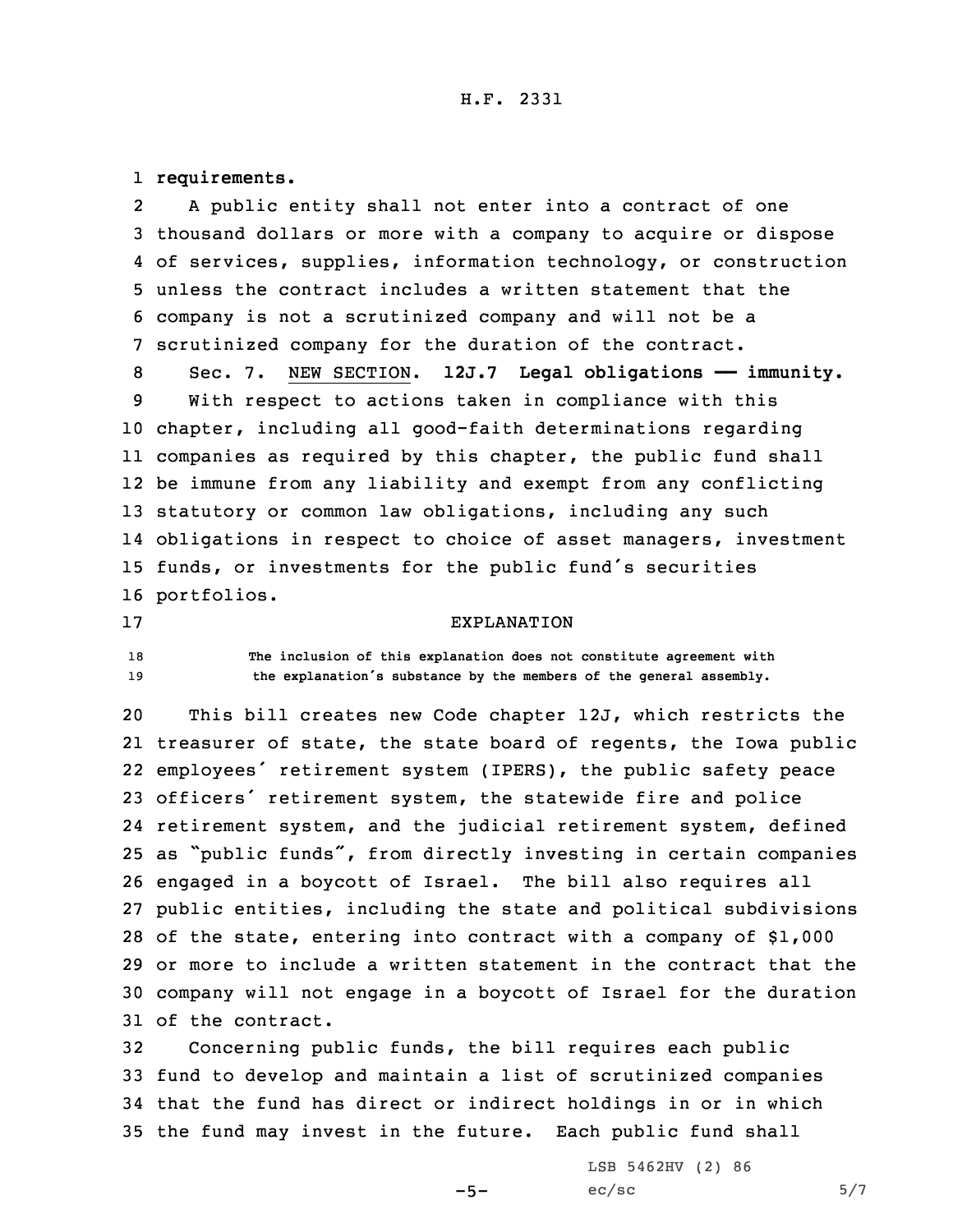**requirements.**

A public entity shall not enter into a contract of one thousand dollars or more with a company to acquire or dispose of services, supplies, information technology, or construction unless the contract includes a written statement that the company is not a scrutinized company and will not be a scrutinized company for the duration of the contract.

Sec. 7. NEW SECTION. **12J.7 Legal obligations — immunity.**

With respect to actions taken in compliance with this chapter, including all good-faith determinations regarding companies as required by this chapter, the public fund shall be immune from any liability and exempt from any conflicting statutory or common law obligations, including any such obligations in respect to choice of asset managers, investment funds, or investments for the public fund's securities portfolios.

EXPLANATION

The inclusion of this explanation does not constitute agreement with the explanation's substance by the members of the general assembly.

This bill creates new Code chapter 12J, which restricts the treasurer of state, the state board of regents, the Iowa public employees' retirement system (IPERS), the public safety peace officers' retirement system, the statewide fire and police retirement system, and the judicial retirement system, defined as "public funds", from directly investing in certain companies engaged in a boycott of Israel. The bill also requires all public entities, including the state and political subdivisions of the state, entering into contract with a company of $1,000 or more to include a written statement in the contract that the company will not engage in a boycott of Israel for the duration of the contract.

Concerning public funds, the bill requires each public fund to develop and maintain a list of scrutinized companies that the fund has direct or indirect holdings in or in which the fund may invest in the future. Each public fund shall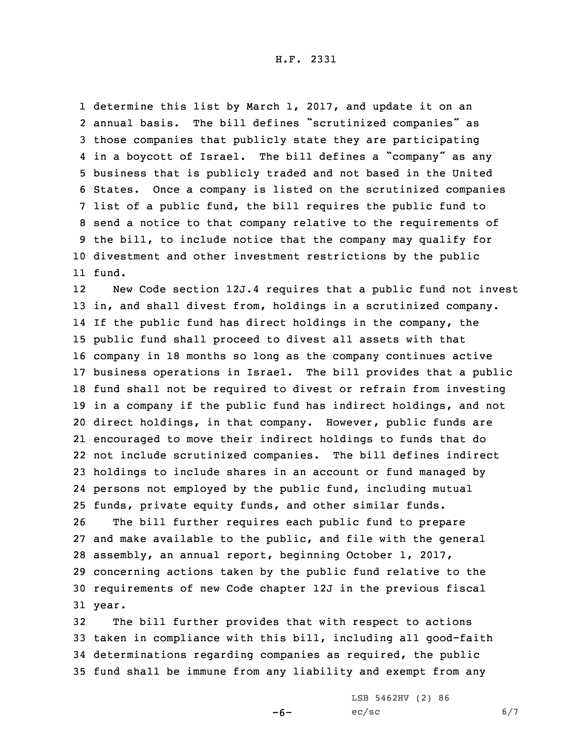determine this list by March 1, 2017, and update it on an annual basis. The bill defines "scrutinized companies" as those companies that publicly state they are participating in a boycott of Israel. The bill defines a "company" as any business that is publicly traded and not based in the United States. Once a company is listed on the scrutinized companies list of a public fund, the bill requires the public fund to send a notice to that company relative to the requirements of the bill, to include notice that the company may qualify for divestment and other investment restrictions by the public fund.

New Code section 12J.4 requires that a public fund not invest in, and shall divest from, holdings in a scrutinized company. If the public fund has direct holdings in the company, the public fund shall proceed to divest all assets with that company in 18 months so long as the company continues active business operations in Israel. The bill provides that a public fund shall not be required to divest or refrain from investing in a company if the public fund has indirect holdings, and not direct holdings, in that company. However, public funds are encouraged to move their indirect holdings to funds that do not include scrutinized companies. The bill defines indirect holdings to include shares in an account or fund managed by persons not employed by the public fund, including mutual funds, private equity funds, and other similar funds.

The bill further requires each public fund to prepare and make available to the public, and file with the general assembly, an annual report, beginning October 1, 2017, concerning actions taken by the public fund relative to the requirements of new Code chapter 12J in the previous fiscal year.

The bill further provides that with respect to actions taken in compliance with this bill, including all good-faith determinations regarding companies as required, the public fund shall be immune from any liability and exempt from any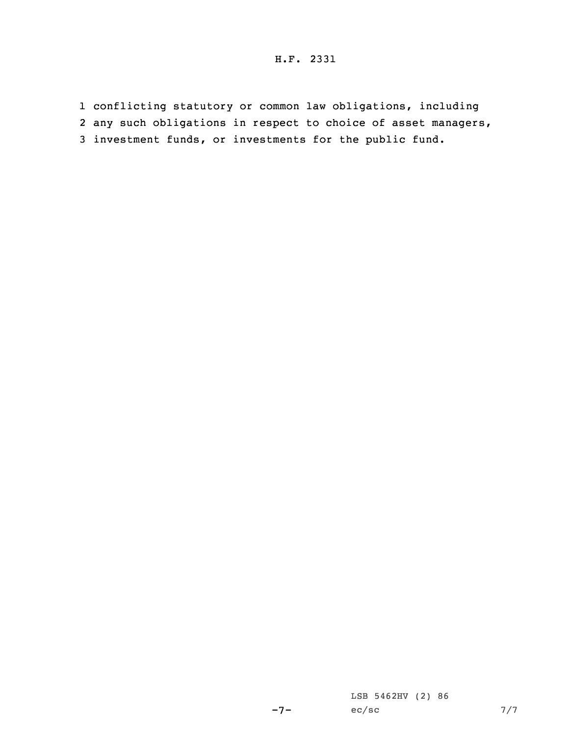1 conflicting statutory or common law obligations, including
2 any such obligations in respect to choice of asset managers,
3 investment funds, or investments for the public fund.